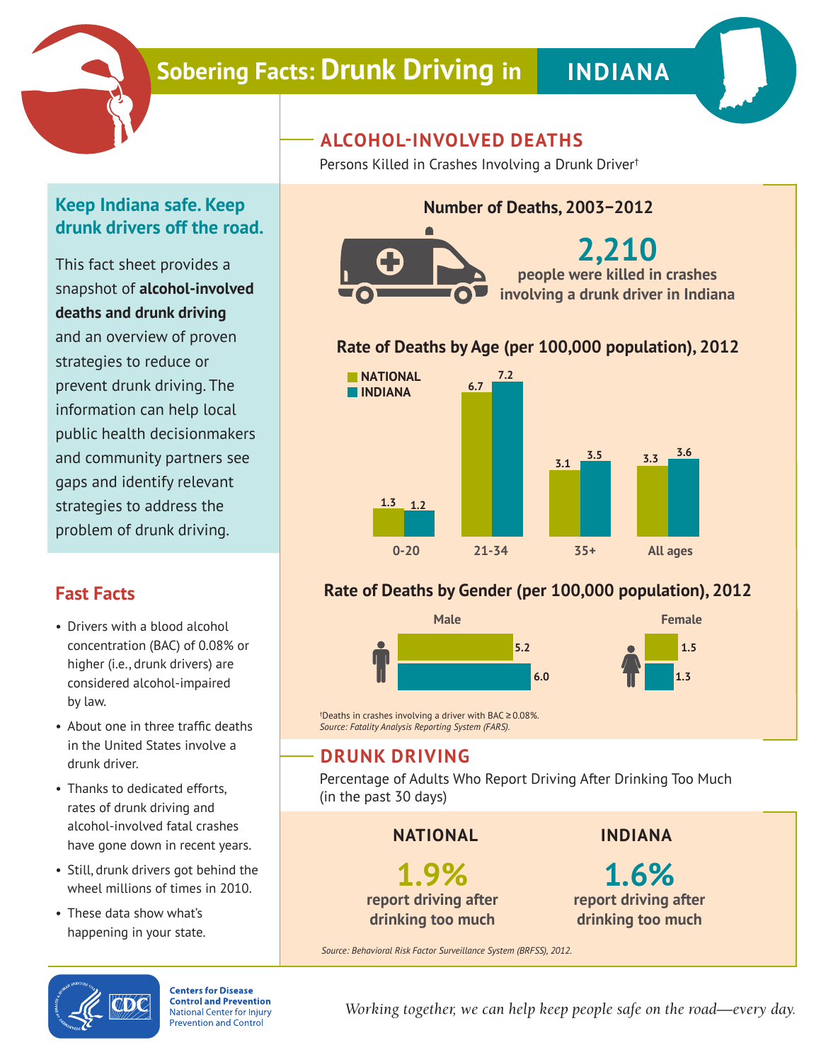# Sobering Facts: Drunk Driving in INDIANA

## Keep Indiana safe. Keep drunk drivers off the road.

This fact sheet provides a snapshot of **alcohol-involved deaths and drunk driving** and an overview of proven strategies to reduce or prevent drunk driving. The information can help local public health decisionmakers and community partners see gaps and identify relevant strategies to address the problem of drunk driving.

## Fast Facts

- Drivers with a blood alcohol concentration (BAC) of 0.08% or higher (i.e., drunk drivers) are considered alcohol-impaired by law.
- About one in three traffic deaths in the United States involve a drunk driver.
- Thanks to dedicated efforts, rates of drunk driving and alcohol-involved fatal crashes have gone down in recent years.
- Still, drunk drivers got behind the wheel millions of times in 2010.
- These data show what's happening in your state.

## ALCOHOL-INVOLVED DEATHS

Persons Killed in Crashes Involving a Drunk Driver†

### Number of Deaths, 2003–2012

**2,210** people were killed in crashes involving a drunk driver in Indiana

### Rate of Deaths by Age (per 100,000 population), 2012

| Age | National | Indiana |
|---|---|---|
| 0-20 | 1.3 | 1.2 |
| 21-34 | 6.7 | 7.2 |
| 35+ | 3.1 | 3.5 |
| All ages | 3.3 | 3.6 |

### Rate of Deaths by Gender (per 100,000 population), 2012

| Gender | National | Indiana |
|---|---|---|
| Male | 5.2 | 6.0 |
| Female | 1.5 | 1.3 |

†Deaths in crashes involving a driver with BAC ≥ 0.08%.
*Source: Fatality Analysis Reporting System (FARS).*

## DRUNK DRIVING

Percentage of Adults Who Report Driving After Drinking Too Much (in the past 30 days)

| NATIONAL | INDIANA |
|---|---|
| **1.9%** report driving after drinking too much | **1.6%** report driving after drinking too much |

*Source: Behavioral Risk Factor Surveillance System (BRFSS), 2012.*

**Centers for Disease Control and Prevention**
National Center for Injury Prevention and Control

*Working together, we can help keep people safe on the road—every day.*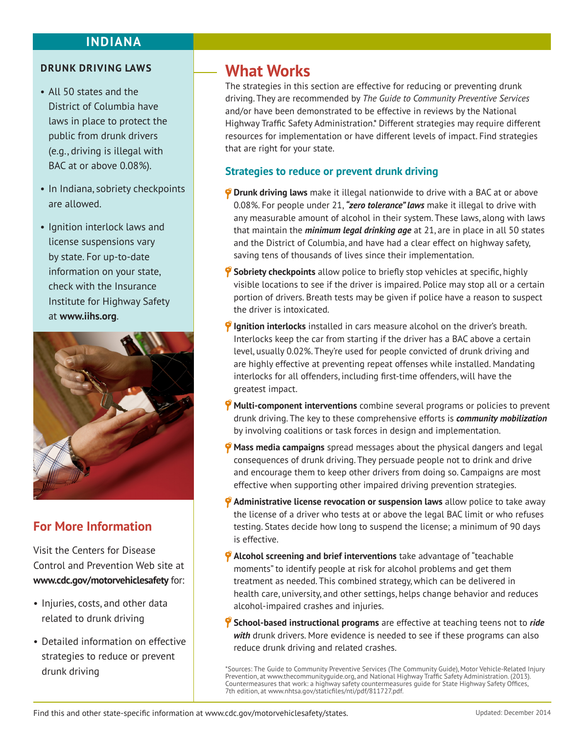# INDIANA

## DRUNK DRIVING LAWS

- All 50 states and the District of Columbia have laws in place to protect the public from drunk drivers (e.g., driving is illegal with BAC at or above 0.08%).
- In Indiana, sobriety checkpoints are allowed.
- Ignition interlock laws and license suspensions vary by state. For up-to-date information on your state, check with the Insurance Institute for Highway Safety at **www.iihs.org**.

## For More Information

Visit the Centers for Disease Control and Prevention Web site at **www.cdc.gov/motorvehiclesafety** for:

- Injuries, costs, and other data related to drunk driving
- Detailed information on effective strategies to reduce or prevent drunk driving

## What Works

The strategies in this section are effective for reducing or preventing drunk driving. They are recommended by *The Guide to Community Preventive Services* and/or have been demonstrated to be effective in reviews by the National Highway Traffic Safety Administration.* Different strategies may require different resources for implementation or have different levels of impact. Find strategies that are right for your state.

### Strategies to reduce or prevent drunk driving

- **Drunk driving laws** make it illegal nationwide to drive with a BAC at or above 0.08%. For people under 21, ***"zero tolerance" laws*** make it illegal to drive with any measurable amount of alcohol in their system. These laws, along with laws that maintain the ***minimum legal drinking age*** at 21, are in place in all 50 states and the District of Columbia, and have had a clear effect on highway safety, saving tens of thousands of lives since their implementation.
- **Sobriety checkpoints** allow police to briefly stop vehicles at specific, highly visible locations to see if the driver is impaired. Police may stop all or a certain portion of drivers. Breath tests may be given if police have a reason to suspect the driver is intoxicated.
- **Ignition interlocks** installed in cars measure alcohol on the driver's breath. Interlocks keep the car from starting if the driver has a BAC above a certain level, usually 0.02%. They're used for people convicted of drunk driving and are highly effective at preventing repeat offenses while installed. Mandating interlocks for all offenders, including first-time offenders, will have the greatest impact.
- **Multi-component interventions** combine several programs or policies to prevent drunk driving. The key to these comprehensive efforts is ***community mobilization*** by involving coalitions or task forces in design and implementation.
- **Mass media campaigns** spread messages about the physical dangers and legal consequences of drunk driving. They persuade people not to drink and drive and encourage them to keep other drivers from doing so. Campaigns are most effective when supporting other impaired driving prevention strategies.
- **Administrative license revocation or suspension laws** allow police to take away the license of a driver who tests at or above the legal BAC limit or who refuses testing. States decide how long to suspend the license; a minimum of 90 days is effective.
- **Alcohol screening and brief interventions** take advantage of "teachable moments" to identify people at risk for alcohol problems and get them treatment as needed. This combined strategy, which can be delivered in health care, university, and other settings, helps change behavior and reduces alcohol-impaired crashes and injuries.
- **School-based instructional programs** are effective at teaching teens not to ***ride with*** drunk drivers. More evidence is needed to see if these programs can also reduce drunk driving and related crashes.

*Sources: The Guide to Community Preventive Services (The Community Guide), Motor Vehicle-Related Injury Prevention, at www.thecommunityguide.org, and National Highway Traffic Safety Administration. (2013). Countermeasures that work: a highway safety countermeasures guide for State Highway Safety Offices, 7th edition, at www.nhtsa.gov/staticfiles/nti/pdf/811727.pdf.

Find this and other state-specific information at www.cdc.gov/motorvehiclesafety/states.

Updated: December 2014